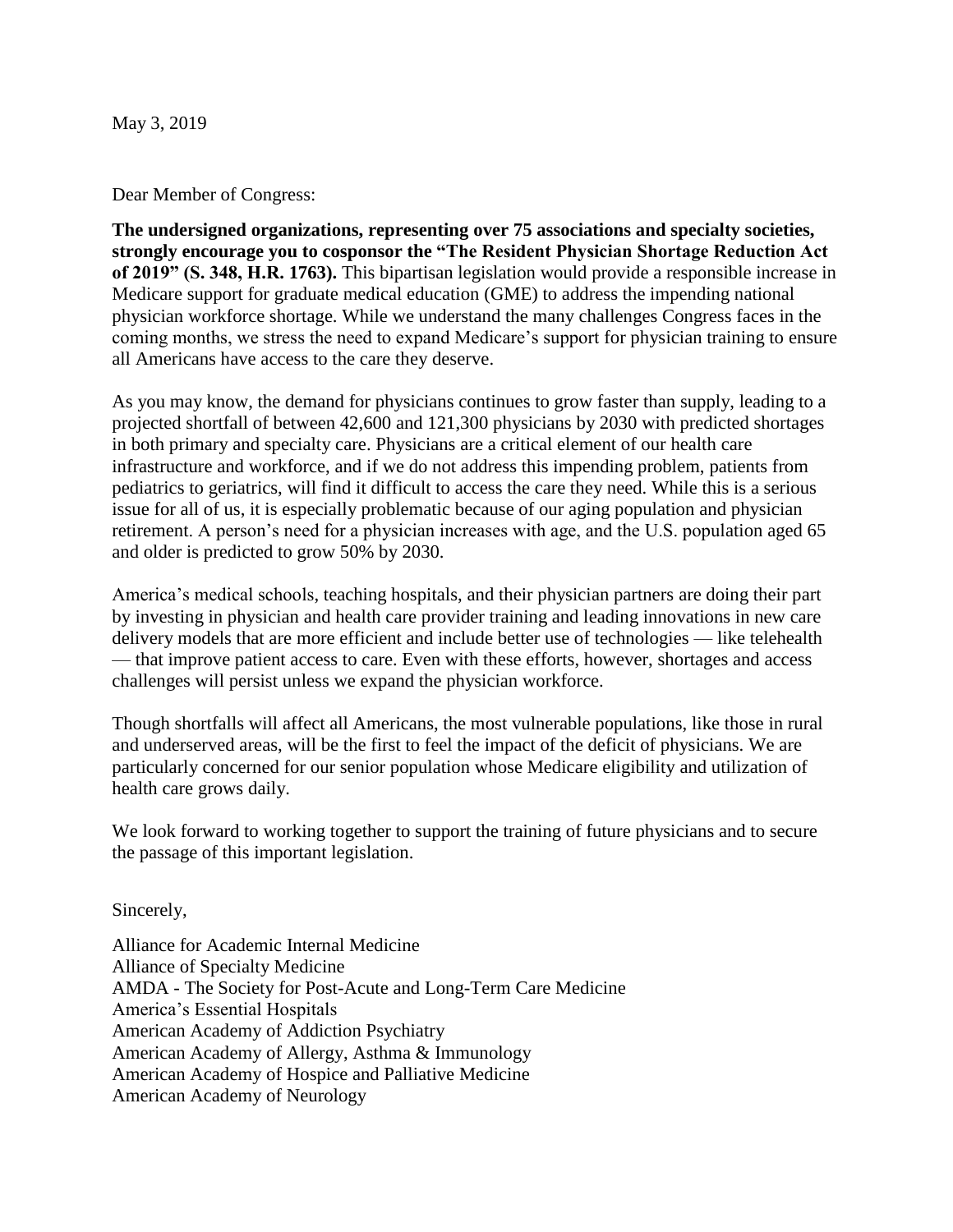May 3, 2019

Dear Member of Congress:

**The undersigned organizations, representing over 75 associations and specialty societies, strongly encourage you to cosponsor the "The Resident Physician Shortage Reduction Act of 2019" (S. 348, H.R. 1763).** This bipartisan legislation would provide a responsible increase in Medicare support for graduate medical education (GME) to address the impending national physician workforce shortage. While we understand the many challenges Congress faces in the coming months, we stress the need to expand Medicare's support for physician training to ensure all Americans have access to the care they deserve.

As you may know, the demand for physicians continues to grow faster than supply, leading to a projected shortfall of between 42,600 and 121,300 physicians by 2030 with predicted shortages in both primary and specialty care. Physicians are a critical element of our health care infrastructure and workforce, and if we do not address this impending problem, patients from pediatrics to geriatrics, will find it difficult to access the care they need. While this is a serious issue for all of us, it is especially problematic because of our aging population and physician retirement. A person's need for a physician increases with age, and the U.S. population aged 65 and older is predicted to grow 50% by 2030.

America's medical schools, teaching hospitals, and their physician partners are doing their part by investing in physician and health care provider training and leading innovations in new care delivery models that are more efficient and include better use of technologies — like telehealth — that improve patient access to care. Even with these efforts, however, shortages and access challenges will persist unless we expand the physician workforce.

Though shortfalls will affect all Americans, the most vulnerable populations, like those in rural and underserved areas, will be the first to feel the impact of the deficit of physicians. We are particularly concerned for our senior population whose Medicare eligibility and utilization of health care grows daily.

We look forward to working together to support the training of future physicians and to secure the passage of this important legislation.

Sincerely,

Alliance for Academic Internal Medicine
Alliance of Specialty Medicine
AMDA - The Society for Post-Acute and Long-Term Care Medicine
America's Essential Hospitals
American Academy of Addiction Psychiatry
American Academy of Allergy, Asthma & Immunology
American Academy of Hospice and Palliative Medicine
American Academy of Neurology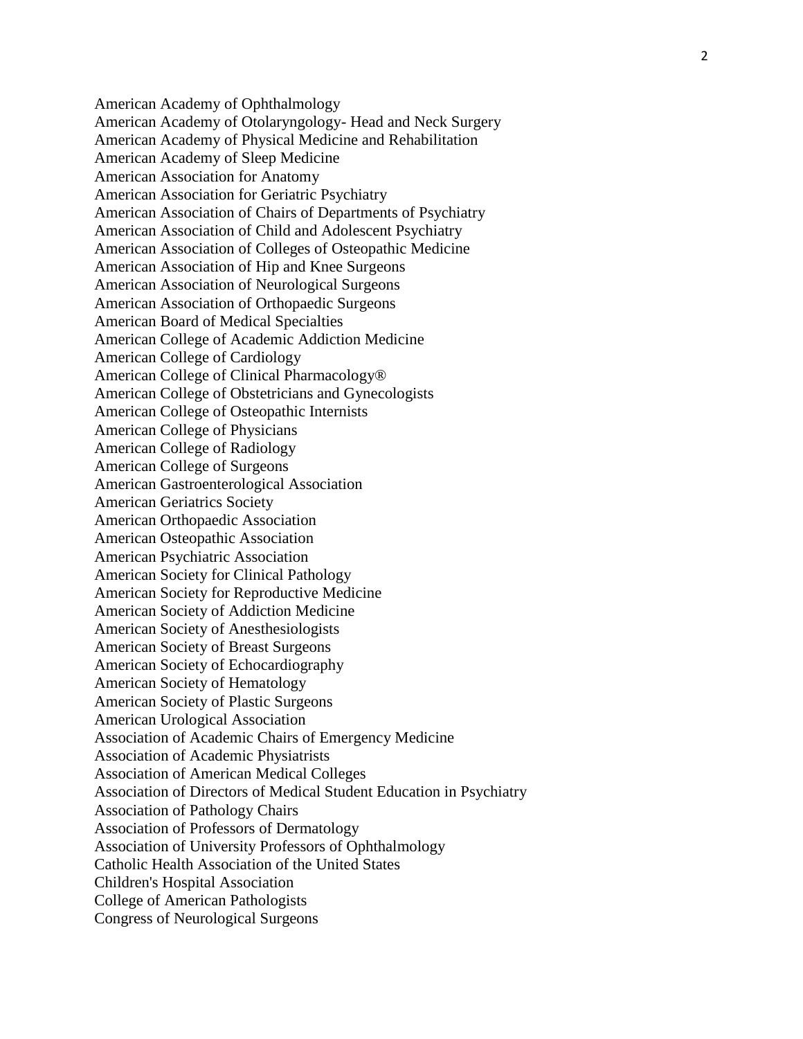American Academy of Ophthalmology
American Academy of Otolaryngology- Head and Neck Surgery
American Academy of Physical Medicine and Rehabilitation
American Academy of Sleep Medicine
American Association for Anatomy
American Association for Geriatric Psychiatry
American Association of Chairs of Departments of Psychiatry
American Association of Child and Adolescent Psychiatry
American Association of Colleges of Osteopathic Medicine
American Association of Hip and Knee Surgeons
American Association of Neurological Surgeons
American Association of Orthopaedic Surgeons
American Board of Medical Specialties
American College of Academic Addiction Medicine
American College of Cardiology
American College of Clinical Pharmacology®
American College of Obstetricians and Gynecologists
American College of Osteopathic Internists
American College of Physicians
American College of Radiology
American College of Surgeons
American Gastroenterological Association
American Geriatrics Society
American Orthopaedic Association
American Osteopathic Association
American Psychiatric Association
American Society for Clinical Pathology
American Society for Reproductive Medicine
American Society of Addiction Medicine
American Society of Anesthesiologists
American Society of Breast Surgeons
American Society of Echocardiography
American Society of Hematology
American Society of Plastic Surgeons
American Urological Association
Association of Academic Chairs of Emergency Medicine
Association of Academic Physiatrists
Association of American Medical Colleges
Association of Directors of Medical Student Education in Psychiatry
Association of Pathology Chairs
Association of Professors of Dermatology
Association of University Professors of Ophthalmology
Catholic Health Association of the United States
Children's Hospital Association
College of American Pathologists
Congress of Neurological Surgeons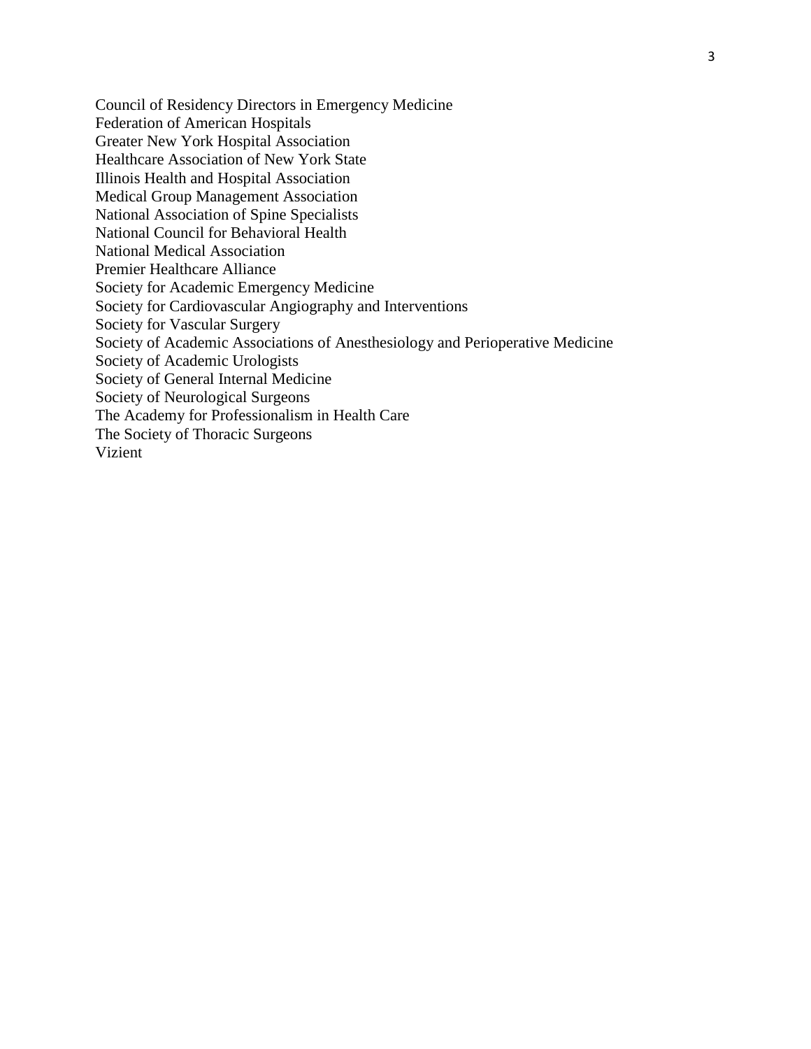Council of Residency Directors in Emergency Medicine
Federation of American Hospitals
Greater New York Hospital Association
Healthcare Association of New York State
Illinois Health and Hospital Association
Medical Group Management Association
National Association of Spine Specialists
National Council for Behavioral Health
National Medical Association
Premier Healthcare Alliance
Society for Academic Emergency Medicine
Society for Cardiovascular Angiography and Interventions
Society for Vascular Surgery
Society of Academic Associations of Anesthesiology and Perioperative Medicine
Society of Academic Urologists
Society of General Internal Medicine
Society of Neurological Surgeons
The Academy for Professionalism in Health Care
The Society of Thoracic Surgeons
Vizient